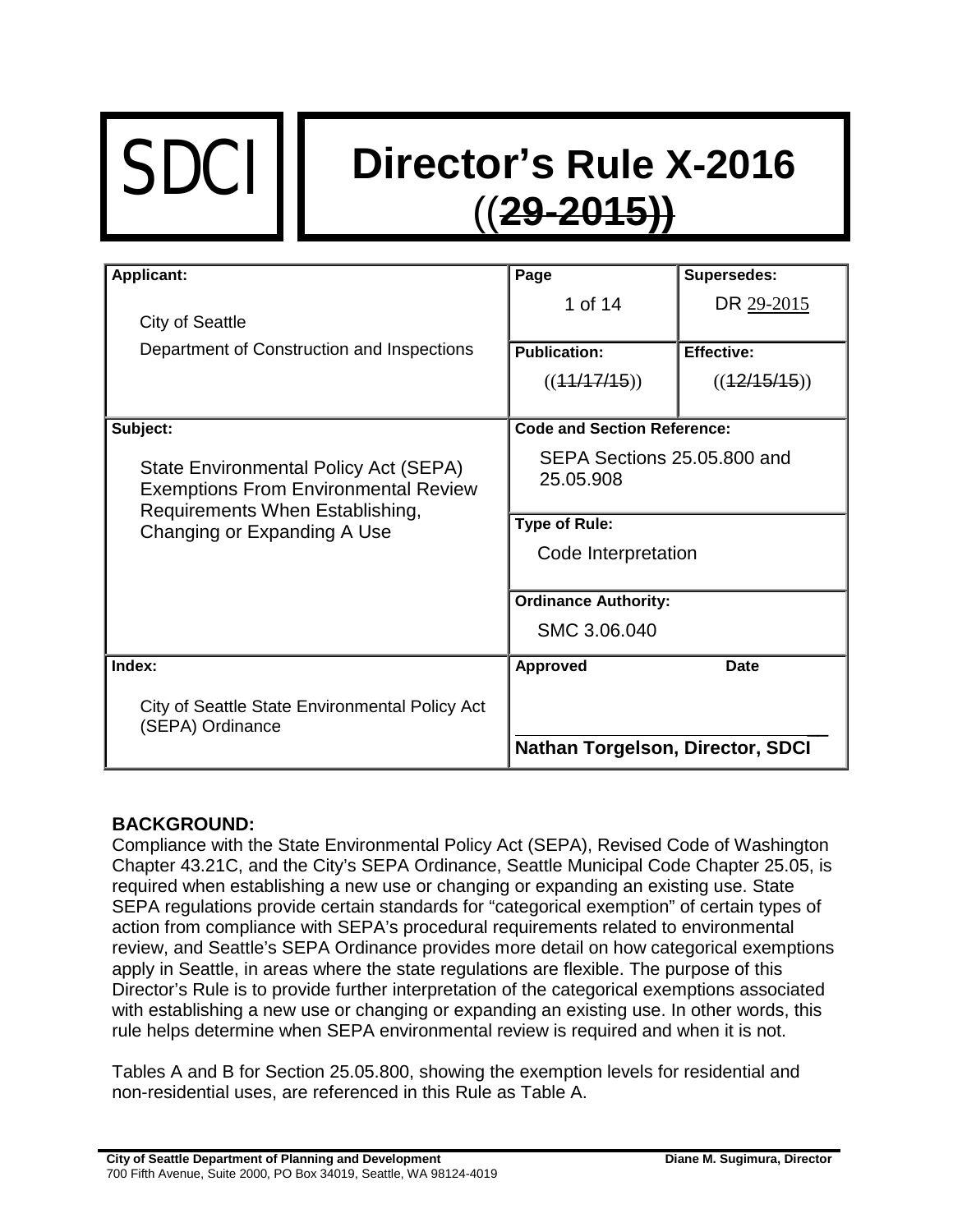# SDCI

# Director's Rule X-2016 ((~~29-2015~~))

| **Applicant:** | **Page** | **Supersedes:** |
|---|---|---|
| City of Seattle<br>Department of Construction and Inspections | 1 of 14 | DR 29-2015 |
| | **Publication:** | **Effective:** |
| | ((~~11/17/15~~)) | ((~~12/15/15~~)) |
| **Subject:** | **Code and Section Reference:** | |
| State Environmental Policy Act (SEPA) Exemptions From Environmental Review Requirements When Establishing, Changing or Expanding A Use | SEPA Sections 25.05.800 and 25.05.908 | |
| | **Type of Rule:** | |
| | Code Interpretation | |
| | **Ordinance Authority:** | |
| | SMC 3.06.040 | |
| **Index:** | **Approved** | **Date** |
| City of Seattle State Environmental Policy Act (SEPA) Ordinance | **Nathan Torgelson, Director, SDCI** | |

## BACKGROUND:

Compliance with the State Environmental Policy Act (SEPA), Revised Code of Washington Chapter 43.21C, and the City's SEPA Ordinance, Seattle Municipal Code Chapter 25.05, is required when establishing a new use or changing or expanding an existing use. State SEPA regulations provide certain standards for "categorical exemption" of certain types of action from compliance with SEPA's procedural requirements related to environmental review, and Seattle's SEPA Ordinance provides more detail on how categorical exemptions apply in Seattle, in areas where the state regulations are flexible. The purpose of this Director's Rule is to provide further interpretation of the categorical exemptions associated with establishing a new use or changing or expanding an existing use. In other words, this rule helps determine when SEPA environmental review is required and when it is not.

Tables A and B for Section 25.05.800, showing the exemption levels for residential and non-residential uses, are referenced in this Rule as Table A.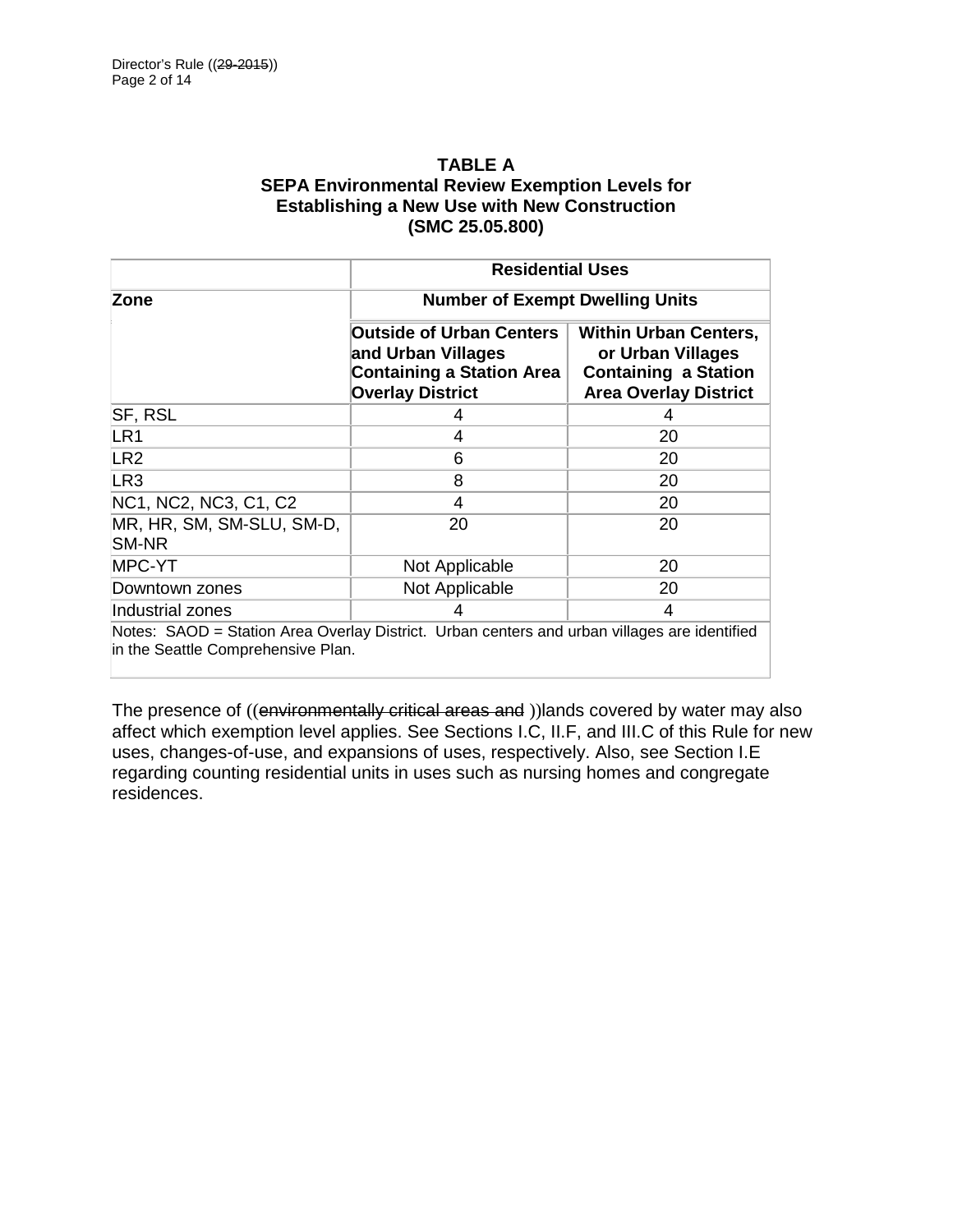**TABLE A**
**SEPA Environmental Review Exemption Levels for Establishing a New Use with New Construction (SMC 25.05.800)**

| Zone | Residential Uses | |
|---|---|---|
| | **Number of Exempt Dwelling Units** | |
| | **Outside of Urban Centers and Urban Villages Containing a Station Area Overlay District** | **Within Urban Centers, or Urban Villages Containing a Station Area Overlay District** |
| SF, RSL | 4 | 4 |
| LR1 | 4 | 20 |
| LR2 | 6 | 20 |
| LR3 | 8 | 20 |
| NC1, NC2, NC3, C1, C2 | 4 | 20 |
| MR, HR, SM, SM-SLU, SM-D, SM-NR | 20 | 20 |
| MPC-YT | Not Applicable | 20 |
| Downtown zones | Not Applicable | 20 |
| Industrial zones | 4 | 4 |

Notes: SAOD = Station Area Overlay District. Urban centers and urban villages are identified in the Seattle Comprehensive Plan.

The presence of ((~~environmentally critical areas and~~ ))lands covered by water may also affect which exemption level applies. See Sections I.C, II.F, and III.C of this Rule for new uses, changes-of-use, and expansions of uses, respectively. Also, see Section I.E regarding counting residential units in uses such as nursing homes and congregate residences.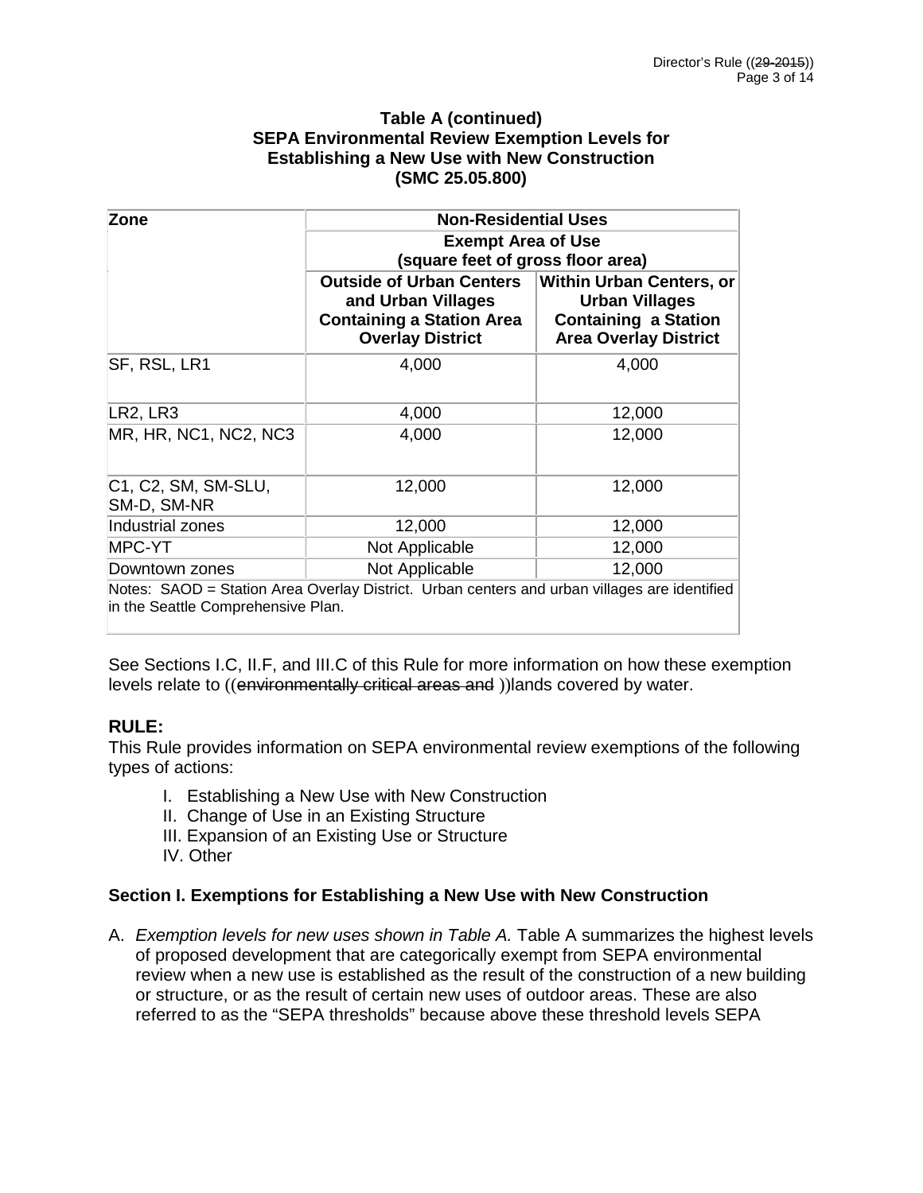**Table A (continued)**
**SEPA Environmental Review Exemption Levels for Establishing a New Use with New Construction (SMC 25.05.800)**

| Zone | Non-Residential Uses | |
|---|---|---|
| | Exempt Area of Use (square feet of gross floor area) | |
| | Outside of Urban Centers and Urban Villages Containing a Station Area Overlay District | Within Urban Centers, or Urban Villages Containing a Station Area Overlay District |
| SF, RSL, LR1 | 4,000 | 4,000 |
| LR2, LR3 | 4,000 | 12,000 |
| MR, HR, NC1, NC2, NC3 | 4,000 | 12,000 |
| C1, C2, SM, SM-SLU, SM-D, SM-NR | 12,000 | 12,000 |
| Industrial zones | 12,000 | 12,000 |
| MPC-YT | Not Applicable | 12,000 |
| Downtown zones | Not Applicable | 12,000 |

Notes: SAOD = Station Area Overlay District. Urban centers and urban villages are identified in the Seattle Comprehensive Plan.

See Sections I.C, II.F, and III.C of this Rule for more information on how these exemption levels relate to ((~~environmentally critical areas and~~ ))lands covered by water.

## RULE:

This Rule provides information on SEPA environmental review exemptions of the following types of actions:

I. Establishing a New Use with New Construction
II. Change of Use in an Existing Structure
III. Expansion of an Existing Use or Structure
IV. Other

### Section I. Exemptions for Establishing a New Use with New Construction

A. *Exemption levels for new uses shown in Table A.* Table A summarizes the highest levels of proposed development that are categorically exempt from SEPA environmental review when a new use is established as the result of the construction of a new building or structure, or as the result of certain new uses of outdoor areas. These are also referred to as the "SEPA thresholds" because above these threshold levels SEPA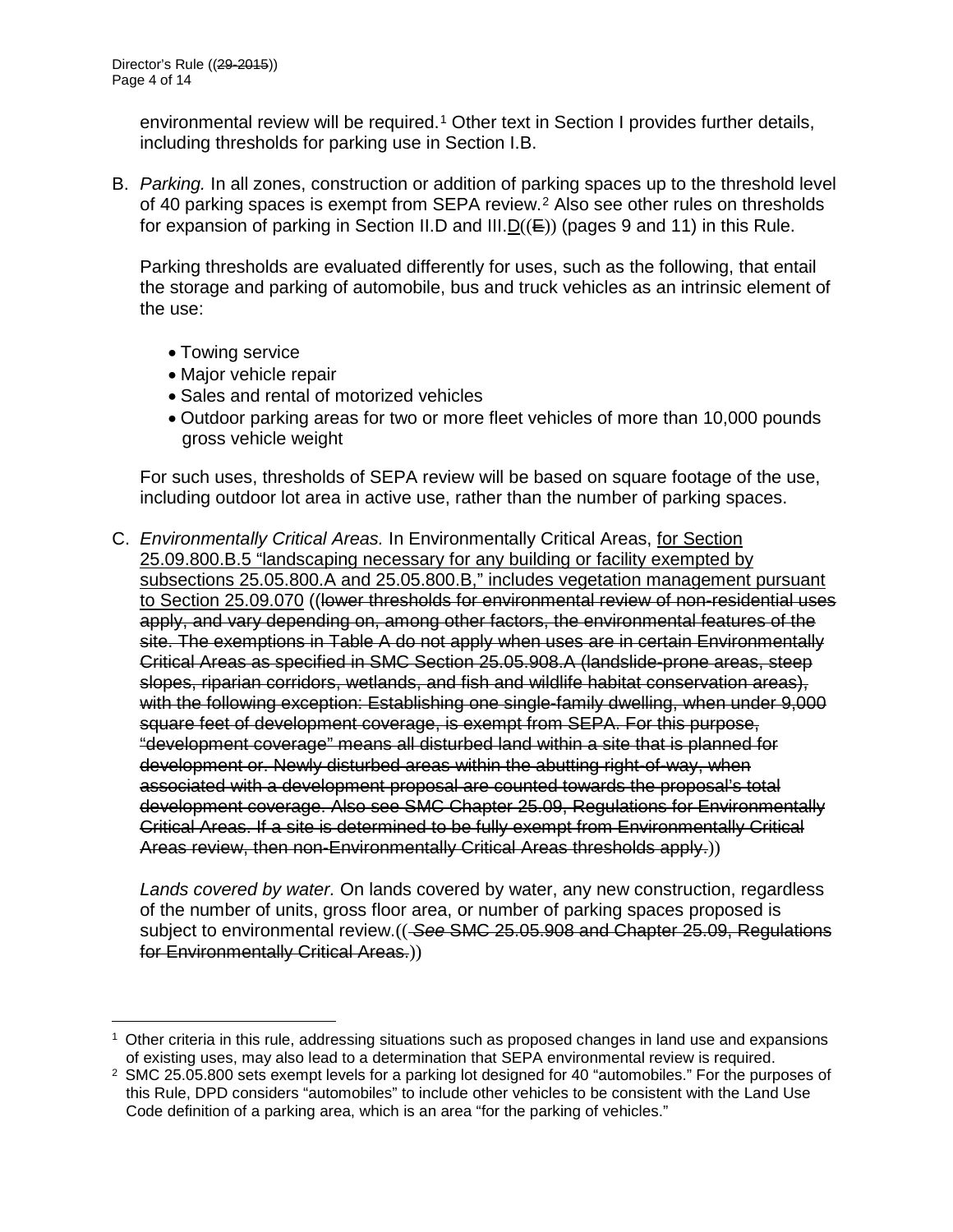environmental review will be required.[1] Other text in Section I provides further details, including thresholds for parking use in Section I.B.

B. *Parking.* In all zones, construction or addition of parking spaces up to the threshold level of 40 parking spaces is exempt from SEPA review.[2] Also see other rules on thresholds for expansion of parking in Section II.D and III.D((~~E~~)) (pages 9 and 11) in this Rule.

   Parking thresholds are evaluated differently for uses, such as the following, that entail the storage and parking of automobile, bus and truck vehicles as an intrinsic element of the use:

   - Towing service
   - Major vehicle repair
   - Sales and rental of motorized vehicles
   - Outdoor parking areas for two or more fleet vehicles of more than 10,000 pounds gross vehicle weight

   For such uses, thresholds of SEPA review will be based on square footage of the use, including outdoor lot area in active use, rather than the number of parking spaces.

C. *Environmentally Critical Areas.* In Environmentally Critical Areas, for Section 25.09.800.B.5 "landscaping necessary for any building or facility exempted by subsections 25.05.800.A and 25.05.800.B," includes vegetation management pursuant to Section 25.09.070 ((~~lower thresholds for environmental review of non-residential uses apply, and vary depending on, among other factors, the environmental features of the site. The exemptions in Table A do not apply when uses are in certain Environmentally Critical Areas as specified in SMC Section 25.05.908.A (landslide-prone areas, steep slopes, riparian corridors, wetlands, and fish and wildlife habitat conservation areas), with the following exception: Establishing one single-family dwelling, when under 9,000 square feet of development coverage, is exempt from SEPA. For this purpose, "development coverage" means all disturbed land within a site that is planned for development or. Newly disturbed areas within the abutting right-of-way, when associated with a development proposal are counted towards the proposal's total development coverage. Also see SMC Chapter 25.09, Regulations for Environmentally Critical Areas. If a site is determined to be fully exempt from Environmentally Critical Areas review, then non-Environmentally Critical Areas thresholds apply.~~))

   *Lands covered by water.* On lands covered by water, any new construction, regardless of the number of units, gross floor area, or number of parking spaces proposed is subject to environmental review.((~~*See* SMC 25.05.908 and Chapter 25.09, Regulations for Environmentally Critical Areas.~~))

---

[1] Other criteria in this rule, addressing situations such as proposed changes in land use and expansions of existing uses, may also lead to a determination that SEPA environmental review is required.

[2] SMC 25.05.800 sets exempt levels for a parking lot designed for 40 "automobiles." For the purposes of this Rule, DPD considers "automobiles" to include other vehicles to be consistent with the Land Use Code definition of a parking area, which is an area "for the parking of vehicles."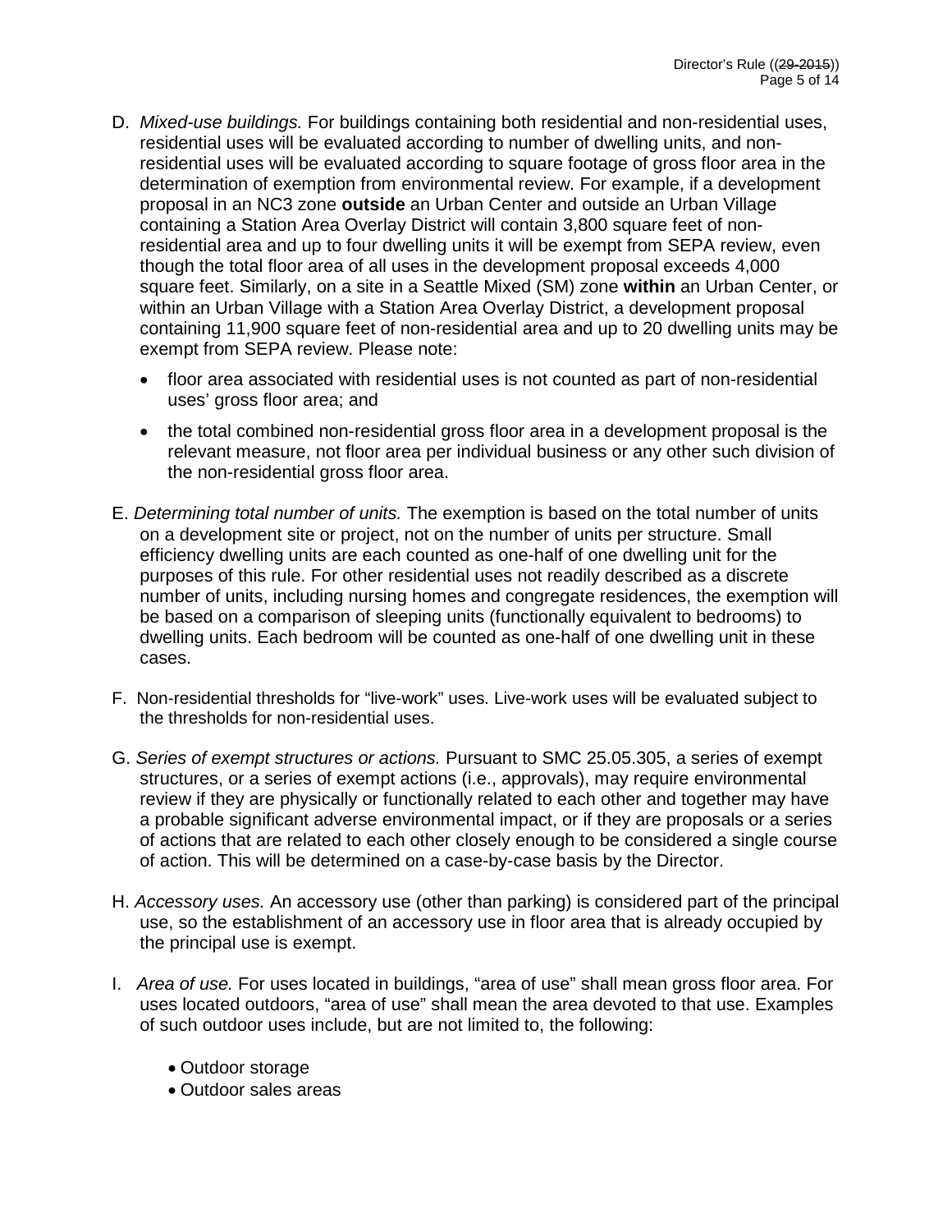D. *Mixed-use buildings.* For buildings containing both residential and non-residential uses, residential uses will be evaluated according to number of dwelling units, and non-residential uses will be evaluated according to square footage of gross floor area in the determination of exemption from environmental review. For example, if a development proposal in an NC3 zone **outside** an Urban Center and outside an Urban Village containing a Station Area Overlay District will contain 3,800 square feet of non-residential area and up to four dwelling units it will be exempt from SEPA review, even though the total floor area of all uses in the development proposal exceeds 4,000 square feet. Similarly, on a site in a Seattle Mixed (SM) zone **within** an Urban Center, or within an Urban Village with a Station Area Overlay District, a development proposal containing 11,900 square feet of non-residential area and up to 20 dwelling units may be exempt from SEPA review. Please note:

- floor area associated with residential uses is not counted as part of non-residential uses' gross floor area; and
- the total combined non-residential gross floor area in a development proposal is the relevant measure, not floor area per individual business or any other such division of the non-residential gross floor area.

E. *Determining total number of units.* The exemption is based on the total number of units on a development site or project, not on the number of units per structure. Small efficiency dwelling units are each counted as one-half of one dwelling unit for the purposes of this rule. For other residential uses not readily described as a discrete number of units, including nursing homes and congregate residences, the exemption will be based on a comparison of sleeping units (functionally equivalent to bedrooms) to dwelling units. Each bedroom will be counted as one-half of one dwelling unit in these cases.

F. Non-residential thresholds for "live-work" uses. Live-work uses will be evaluated subject to the thresholds for non-residential uses.

G. *Series of exempt structures or actions.* Pursuant to SMC 25.05.305, a series of exempt structures, or a series of exempt actions (i.e., approvals), may require environmental review if they are physically or functionally related to each other and together may have a probable significant adverse environmental impact, or if they are proposals or a series of actions that are related to each other closely enough to be considered a single course of action. This will be determined on a case-by-case basis by the Director.

H. *Accessory uses.* An accessory use (other than parking) is considered part of the principal use, so the establishment of an accessory use in floor area that is already occupied by the principal use is exempt.

I. *Area of use.* For uses located in buildings, "area of use" shall mean gross floor area. For uses located outdoors, "area of use" shall mean the area devoted to that use. Examples of such outdoor uses include, but are not limited to, the following:

- Outdoor storage
- Outdoor sales areas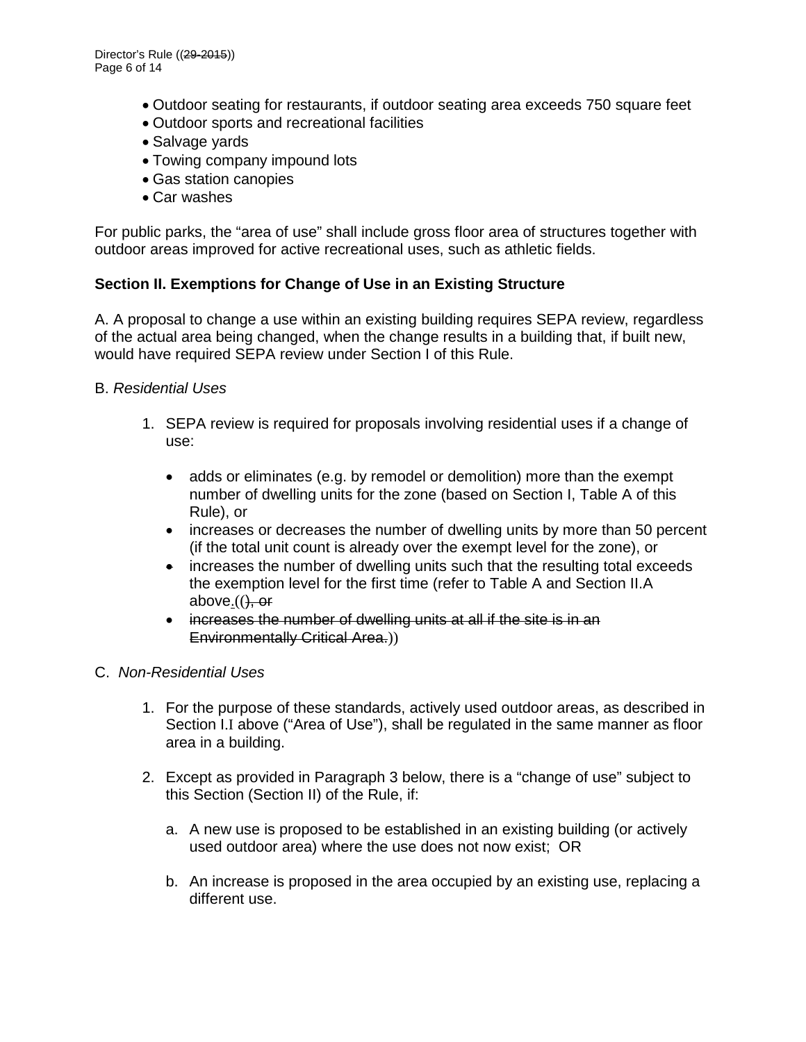- Outdoor seating for restaurants, if outdoor seating area exceeds 750 square feet
- Outdoor sports and recreational facilities
- Salvage yards
- Towing company impound lots
- Gas station canopies
- Car washes

For public parks, the "area of use" shall include gross floor area of structures together with outdoor areas improved for active recreational uses, such as athletic fields.

**Section II. Exemptions for Change of Use in an Existing Structure**

A. A proposal to change a use within an existing building requires SEPA review, regardless of the actual area being changed, when the change results in a building that, if built new, would have required SEPA review under Section I of this Rule.

B. *Residential Uses*

1. SEPA review is required for proposals involving residential uses if a change of use:

   - adds or eliminates (e.g. by remodel or demolition) more than the exempt number of dwelling units for the zone (based on Section I, Table A of this Rule), or
   - increases or decreases the number of dwelling units by more than 50 percent (if the total unit count is already over the exempt level for the zone), or
   - increases the number of dwelling units such that the resulting total exceeds the exemption level for the first time (refer to Table A and Section II.A above.((~~), or~~
   - ~~increases the number of dwelling units at all if the site is in an Environmentally Critical Area.~~))

C. *Non-Residential Uses*

1. For the purpose of these standards, actively used outdoor areas, as described in Section I.I above ("Area of Use"), shall be regulated in the same manner as floor area in a building.

2. Except as provided in Paragraph 3 below, there is a "change of use" subject to this Section (Section II) of the Rule, if:

   a. A new use is proposed to be established in an existing building (or actively used outdoor area) where the use does not now exist; OR

   b. An increase is proposed in the area occupied by an existing use, replacing a different use.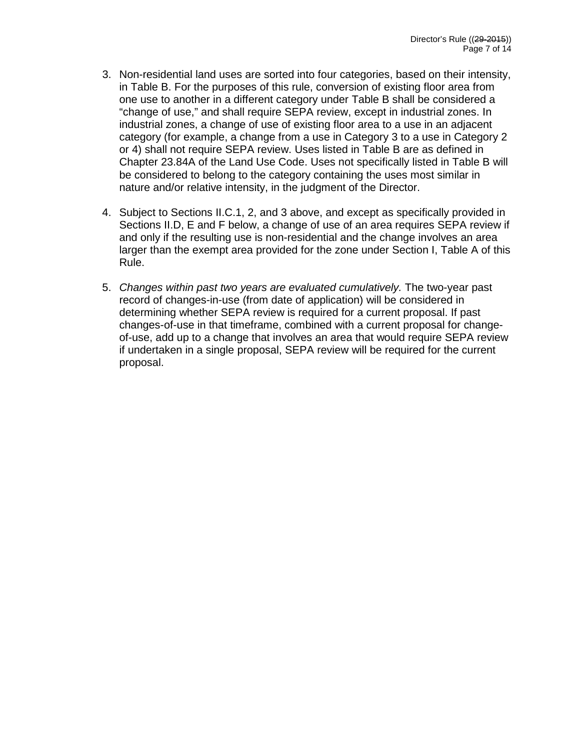3. Non-residential land uses are sorted into four categories, based on their intensity, in Table B. For the purposes of this rule, conversion of existing floor area from one use to another in a different category under Table B shall be considered a "change of use," and shall require SEPA review, except in industrial zones. In industrial zones, a change of use of existing floor area to a use in an adjacent category (for example, a change from a use in Category 3 to a use in Category 2 or 4) shall not require SEPA review. Uses listed in Table B are as defined in Chapter 23.84A of the Land Use Code. Uses not specifically listed in Table B will be considered to belong to the category containing the uses most similar in nature and/or relative intensity, in the judgment of the Director.

4. Subject to Sections II.C.1, 2, and 3 above, and except as specifically provided in Sections II.D, E and F below, a change of use of an area requires SEPA review if and only if the resulting use is non-residential and the change involves an area larger than the exempt area provided for the zone under Section I, Table A of this Rule.

5. *Changes within past two years are evaluated cumulatively.* The two-year past record of changes-in-use (from date of application) will be considered in determining whether SEPA review is required for a current proposal. If past changes-of-use in that timeframe, combined with a current proposal for change-of-use, add up to a change that involves an area that would require SEPA review if undertaken in a single proposal, SEPA review will be required for the current proposal.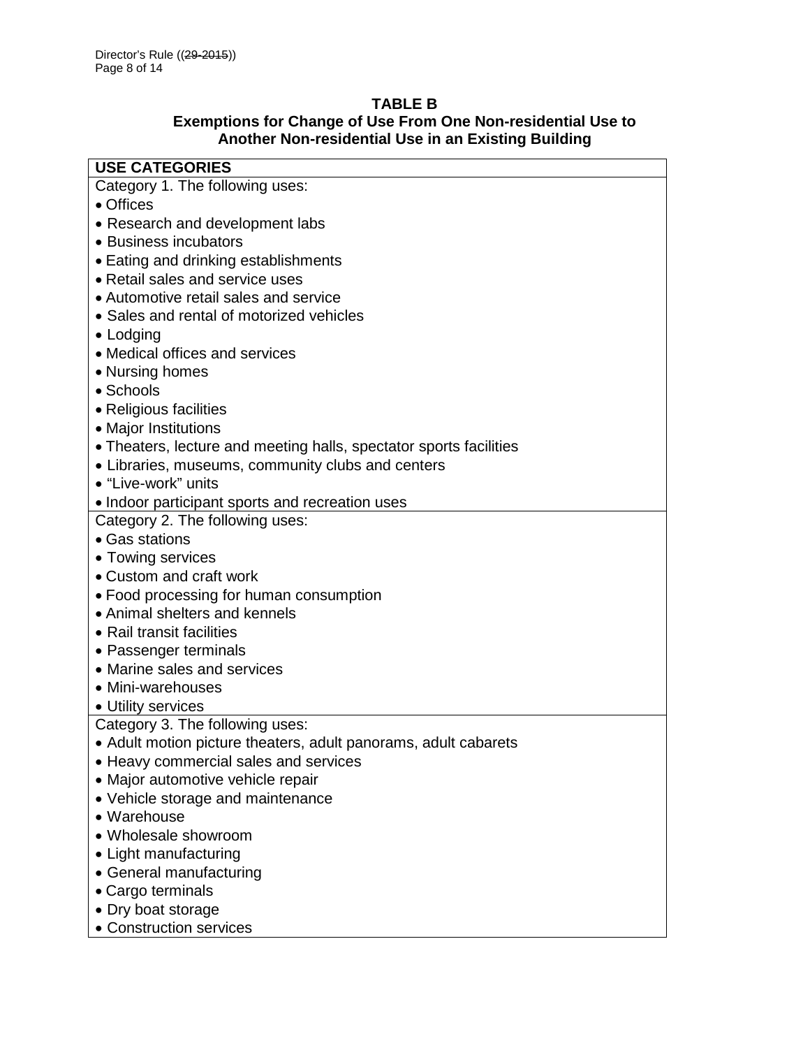**TABLE B**

**Exemptions for Change of Use From One Non-residential Use to Another Non-residential Use in an Existing Building**

| USE CATEGORIES |
|---|
| Category 1. The following uses:<br>• Offices<br>• Research and development labs<br>• Business incubators<br>• Eating and drinking establishments<br>• Retail sales and service uses<br>• Automotive retail sales and service<br>• Sales and rental of motorized vehicles<br>• Lodging<br>• Medical offices and services<br>• Nursing homes<br>• Schools<br>• Religious facilities<br>• Major Institutions<br>• Theaters, lecture and meeting halls, spectator sports facilities<br>• Libraries, museums, community clubs and centers<br>• "Live-work" units<br>• Indoor participant sports and recreation uses |
| Category 2. The following uses:<br>• Gas stations<br>• Towing services<br>• Custom and craft work<br>• Food processing for human consumption<br>• Animal shelters and kennels<br>• Rail transit facilities<br>• Passenger terminals<br>• Marine sales and services<br>• Mini-warehouses<br>• Utility services |
| Category 3. The following uses:<br>• Adult motion picture theaters, adult panorams, adult cabarets<br>• Heavy commercial sales and services<br>• Major automotive vehicle repair<br>• Vehicle storage and maintenance<br>• Warehouse<br>• Wholesale showroom<br>• Light manufacturing<br>• General manufacturing<br>• Cargo terminals<br>• Dry boat storage<br>• Construction services |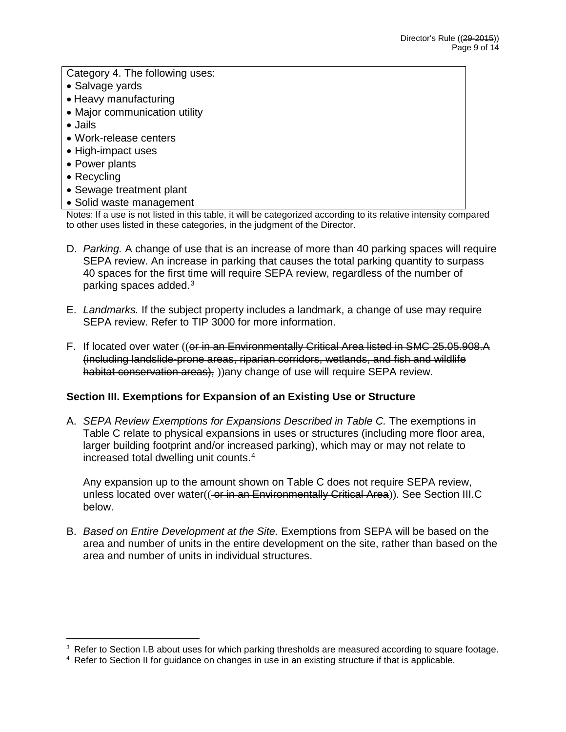| Category 4. The following uses: |
|---|
| • Salvage yards<br>• Heavy manufacturing<br>• Major communication utility<br>• Jails<br>• Work-release centers<br>• High-impact uses<br>• Power plants<br>• Recycling<br>• Sewage treatment plant<br>• Solid waste management |

Notes: If a use is not listed in this table, it will be categorized according to its relative intensity compared to other uses listed in these categories, in the judgment of the Director.

D. *Parking.* A change of use that is an increase of more than 40 parking spaces will require SEPA review. An increase in parking that causes the total parking quantity to surpass 40 spaces for the first time will require SEPA review, regardless of the number of parking spaces added.[3]

E. *Landmarks.* If the subject property includes a landmark, a change of use may require SEPA review. Refer to TIP 3000 for more information.

F. If located over water ((~~or in an Environmentally Critical Area listed in SMC 25.05.908.A (including landslide-prone areas, riparian corridors, wetlands, and fish and wildlife habitat conservation areas),~~ ))any change of use will require SEPA review.

**Section III. Exemptions for Expansion of an Existing Use or Structure**

A. *SEPA Review Exemptions for Expansions Described in Table C.* The exemptions in Table C relate to physical expansions in uses or structures (including more floor area, larger building footprint and/or increased parking), which may or may not relate to increased total dwelling unit counts.[4]

   Any expansion up to the amount shown on Table C does not require SEPA review, unless located over water((~~ or in an Environmentally Critical Area~~)). See Section III.C below.

B. *Based on Entire Development at the Site.* Exemptions from SEPA will be based on the area and number of units in the entire development on the site, rather than based on the area and number of units in individual structures.

[3] Refer to Section I.B about uses for which parking thresholds are measured according to square footage.

[4] Refer to Section II for guidance on changes in use in an existing structure if that is applicable.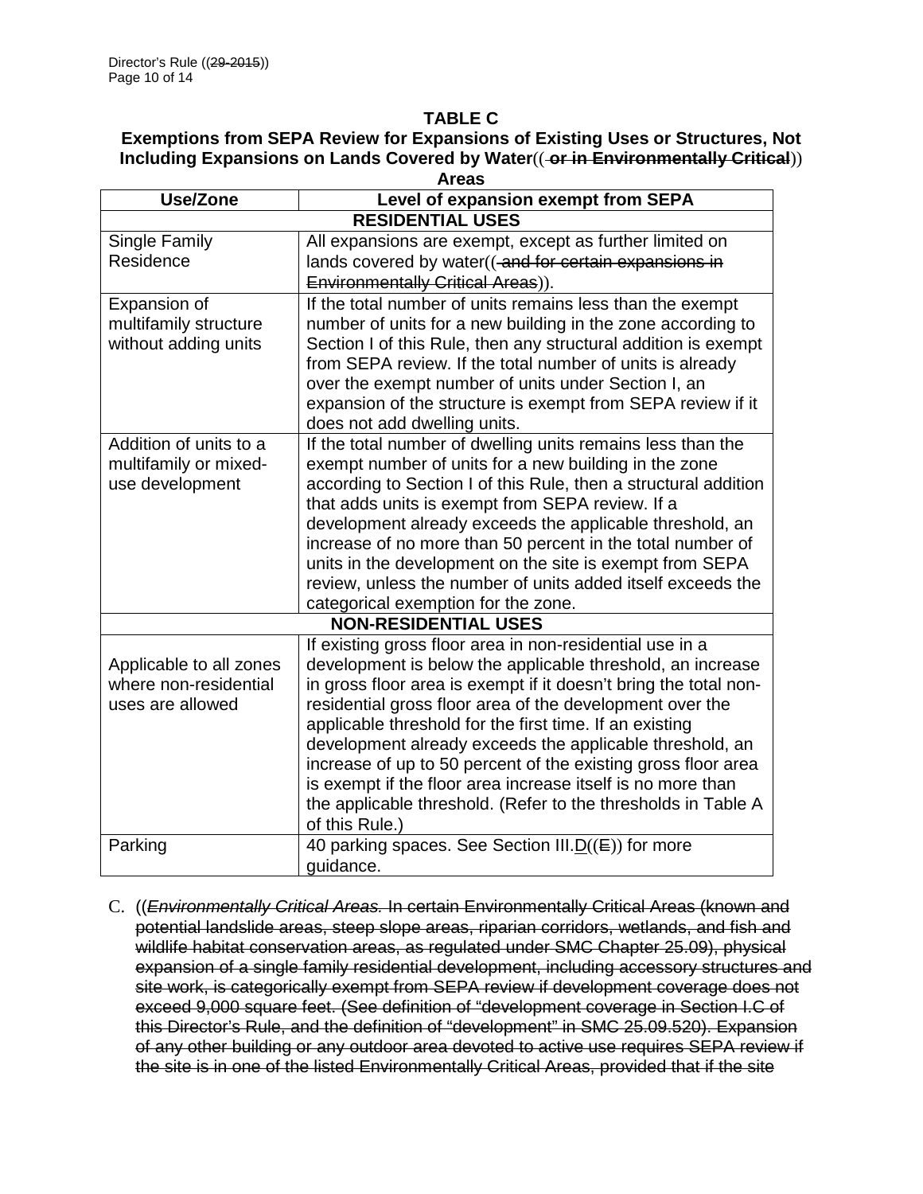**TABLE C**

**Exemptions from SEPA Review for Expansions of Existing Uses or Structures, Not Including Expansions on Lands Covered by Water**((~~ or in Environmentally Critical~~)) **Areas**

| Use/Zone | Level of expansion exempt from SEPA |
|---|---|
| **RESIDENTIAL USES** | |
| Single Family Residence | All expansions are exempt, except as further limited on lands covered by water((~~ and for certain expansions in Environmentally Critical Areas~~)). |
| Expansion of multifamily structure without adding units | If the total number of units remains less than the exempt number of units for a new building in the zone according to Section I of this Rule, then any structural addition is exempt from SEPA review. If the total number of units is already over the exempt number of units under Section I, an expansion of the structure is exempt from SEPA review if it does not add dwelling units. |
| Addition of units to a multifamily or mixed-use development | If the total number of dwelling units remains less than the exempt number of units for a new building in the zone according to Section I of this Rule, then a structural addition that adds units is exempt from SEPA review. If a development already exceeds the applicable threshold, an increase of no more than 50 percent in the total number of units in the development on the site is exempt from SEPA review, unless the number of units added itself exceeds the categorical exemption for the zone. |
| **NON-RESIDENTIAL USES** | |
| Applicable to all zones where non-residential uses are allowed | If existing gross floor area in non-residential use in a development is below the applicable threshold, an increase in gross floor area is exempt if it doesn't bring the total non-residential gross floor area of the development over the applicable threshold for the first time. If an existing development already exceeds the applicable threshold, an increase of up to 50 percent of the existing gross floor area is exempt if the floor area increase itself is no more than the applicable threshold. (Refer to the thresholds in Table A of this Rule.) |
| Parking | 40 parking spaces. See Section III.<u>D</u>((~~E~~)) for more guidance. |

C. ((~~*Environmentally Critical Areas.* In certain Environmentally Critical Areas (known and potential landslide areas, steep slope areas, riparian corridors, wetlands, and fish and wildlife habitat conservation areas, as regulated under SMC Chapter 25.09), physical expansion of a single family residential development, including accessory structures and site work, is categorically exempt from SEPA review if development coverage does not exceed 9,000 square feet. (See definition of "development coverage in Section I.C of this Director's Rule, and the definition of "development" in SMC 25.09.520). Expansion of any other building or any outdoor area devoted to active use requires SEPA review if the site is in one of the listed Environmentally Critical Areas, provided that if the site~~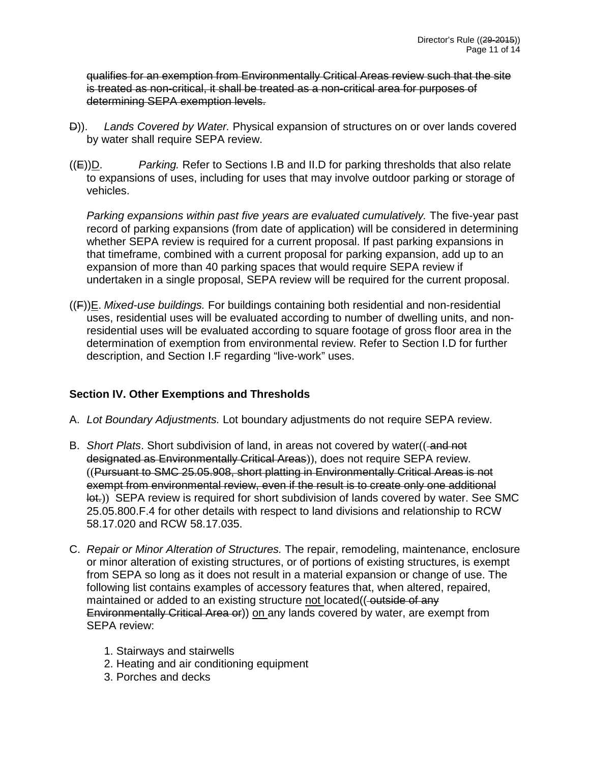~~qualifies for an exemption from Environmentally Critical Areas review such that the site is treated as non-critical, it shall be treated as a non-critical area for purposes of determining SEPA exemption levels.~~

~~D~~)). *Lands Covered by Water.* Physical expansion of structures on or over lands covered by water shall require SEPA review.

((~~E~~))D. *Parking.* Refer to Sections I.B and II.D for parking thresholds that also relate to expansions of uses, including for uses that may involve outdoor parking or storage of vehicles.

*Parking expansions within past five years are evaluated cumulatively.* The five-year past record of parking expansions (from date of application) will be considered in determining whether SEPA review is required for a current proposal. If past parking expansions in that timeframe, combined with a current proposal for parking expansion, add up to an expansion of more than 40 parking spaces that would require SEPA review if undertaken in a single proposal, SEPA review will be required for the current proposal.

((~~F~~))E. *Mixed-use buildings.* For buildings containing both residential and non-residential uses, residential uses will be evaluated according to number of dwelling units, and non-residential uses will be evaluated according to square footage of gross floor area in the determination of exemption from environmental review. Refer to Section I.D for further description, and Section I.F regarding "live-work" uses.

## Section IV. Other Exemptions and Thresholds

A. *Lot Boundary Adjustments.* Lot boundary adjustments do not require SEPA review.

B. *Short Plats*. Short subdivision of land, in areas not covered by water((~~ and not designated as Environmentally Critical Areas~~)), does not require SEPA review. ((~~Pursuant to SMC 25.05.908, short platting in Environmentally Critical Areas is not exempt from environmental review, even if the result is to create only one additional lot.~~)) SEPA review is required for short subdivision of lands covered by water. See SMC 25.05.800.F.4 for other details with respect to land divisions and relationship to RCW 58.17.020 and RCW 58.17.035.

C. *Repair or Minor Alteration of Structures.* The repair, remodeling, maintenance, enclosure or minor alteration of existing structures, or of portions of existing structures, is exempt from SEPA so long as it does not result in a material expansion or change of use. The following list contains examples of accessory features that, when altered, repaired, maintained or added to an existing structure not located((~~ outside of any Environmentally Critical Area or~~)) on any lands covered by water, are exempt from SEPA review:

   1. Stairways and stairwells
   2. Heating and air conditioning equipment
   3. Porches and decks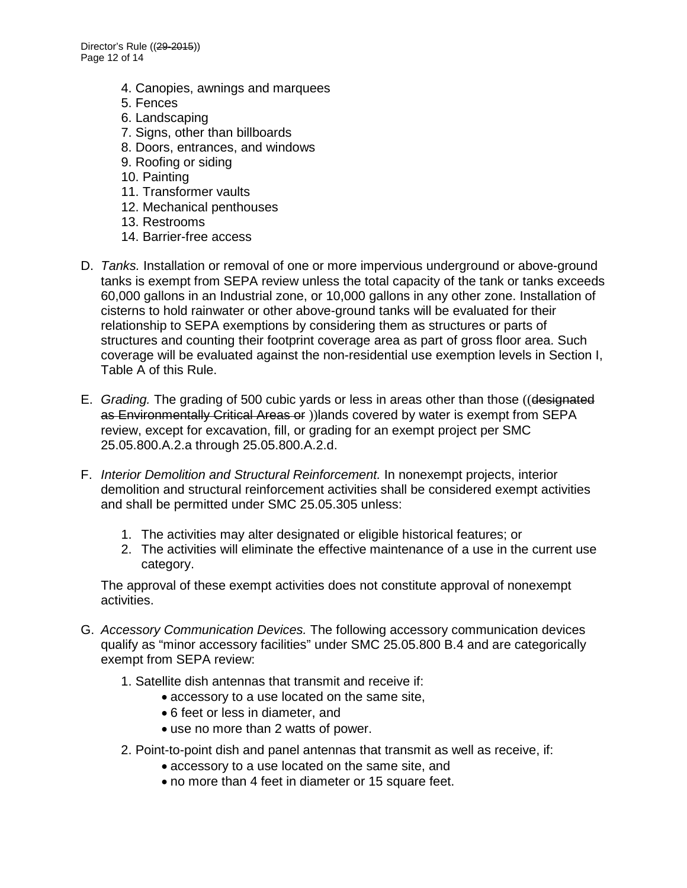4. Canopies, awnings and marquees
5. Fences
6. Landscaping
7. Signs, other than billboards
8. Doors, entrances, and windows
9. Roofing or siding
10. Painting
11. Transformer vaults
12. Mechanical penthouses
13. Restrooms
14. Barrier-free access

D. *Tanks.* Installation or removal of one or more impervious underground or above-ground tanks is exempt from SEPA review unless the total capacity of the tank or tanks exceeds 60,000 gallons in an Industrial zone, or 10,000 gallons in any other zone. Installation of cisterns to hold rainwater or other above-ground tanks will be evaluated for their relationship to SEPA exemptions by considering them as structures or parts of structures and counting their footprint coverage area as part of gross floor area. Such coverage will be evaluated against the non-residential use exemption levels in Section I, Table A of this Rule.

E. *Grading.* The grading of 500 cubic yards or less in areas other than those ((~~designated as Environmentally Critical Areas or~~ ))lands covered by water is exempt from SEPA review, except for excavation, fill, or grading for an exempt project per SMC 25.05.800.A.2.a through 25.05.800.A.2.d.

F. *Interior Demolition and Structural Reinforcement.* In nonexempt projects, interior demolition and structural reinforcement activities shall be considered exempt activities and shall be permitted under SMC 25.05.305 unless:

   1. The activities may alter designated or eligible historical features; or
   2. The activities will eliminate the effective maintenance of a use in the current use category.

   The approval of these exempt activities does not constitute approval of nonexempt activities.

G. *Accessory Communication Devices.* The following accessory communication devices qualify as "minor accessory facilities" under SMC 25.05.800 B.4 and are categorically exempt from SEPA review:

   1. Satellite dish antennas that transmit and receive if:
      - accessory to a use located on the same site,
      - 6 feet or less in diameter, and
      - use no more than 2 watts of power.
   2. Point-to-point dish and panel antennas that transmit as well as receive, if:
      - accessory to a use located on the same site, and
      - no more than 4 feet in diameter or 15 square feet.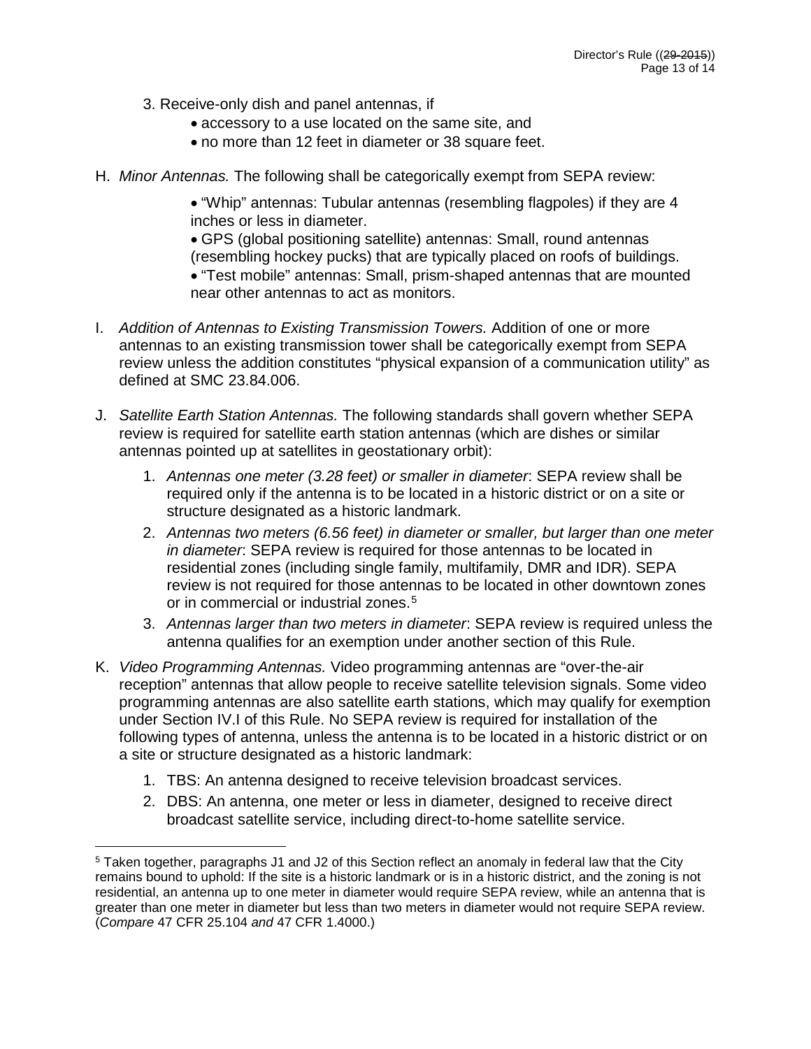3. Receive-only dish and panel antennas, if
   - accessory to a use located on the same site, and
   - no more than 12 feet in diameter or 38 square feet.

H. *Minor Antennas.* The following shall be categorically exempt from SEPA review:

- "Whip" antennas: Tubular antennas (resembling flagpoles) if they are 4 inches or less in diameter.
- GPS (global positioning satellite) antennas: Small, round antennas (resembling hockey pucks) that are typically placed on roofs of buildings.
- "Test mobile" antennas: Small, prism-shaped antennas that are mounted near other antennas to act as monitors.

I. *Addition of Antennas to Existing Transmission Towers.* Addition of one or more antennas to an existing transmission tower shall be categorically exempt from SEPA review unless the addition constitutes "physical expansion of a communication utility" as defined at SMC 23.84.006.

J. *Satellite Earth Station Antennas.* The following standards shall govern whether SEPA review is required for satellite earth station antennas (which are dishes or similar antennas pointed up at satellites in geostationary orbit):

1. *Antennas one meter (3.28 feet) or smaller in diameter*: SEPA review shall be required only if the antenna is to be located in a historic district or on a site or structure designated as a historic landmark.
2. *Antennas two meters (6.56 feet) in diameter or smaller, but larger than one meter in diameter*: SEPA review is required for those antennas to be located in residential zones (including single family, multifamily, DMR and IDR). SEPA review is not required for those antennas to be located in other downtown zones or in commercial or industrial zones.[5]
3. *Antennas larger than two meters in diameter*: SEPA review is required unless the antenna qualifies for an exemption under another section of this Rule.

K. *Video Programming Antennas.* Video programming antennas are "over-the-air reception" antennas that allow people to receive satellite television signals. Some video programming antennas are also satellite earth stations, which may qualify for exemption under Section IV.I of this Rule. No SEPA review is required for installation of the following types of antenna, unless the antenna is to be located in a historic district or on a site or structure designated as a historic landmark:

1. TBS: An antenna designed to receive television broadcast services.
2. DBS: An antenna, one meter or less in diameter, designed to receive direct broadcast satellite service, including direct-to-home satellite service.

---

[5] Taken together, paragraphs J1 and J2 of this Section reflect an anomaly in federal law that the City remains bound to uphold: If the site is a historic landmark or is in a historic district, and the zoning is not residential, an antenna up to one meter in diameter would require SEPA review, while an antenna that is greater than one meter in diameter but less than two meters in diameter would not require SEPA review. (*Compare* 47 CFR 25.104 *and* 47 CFR 1.4000.)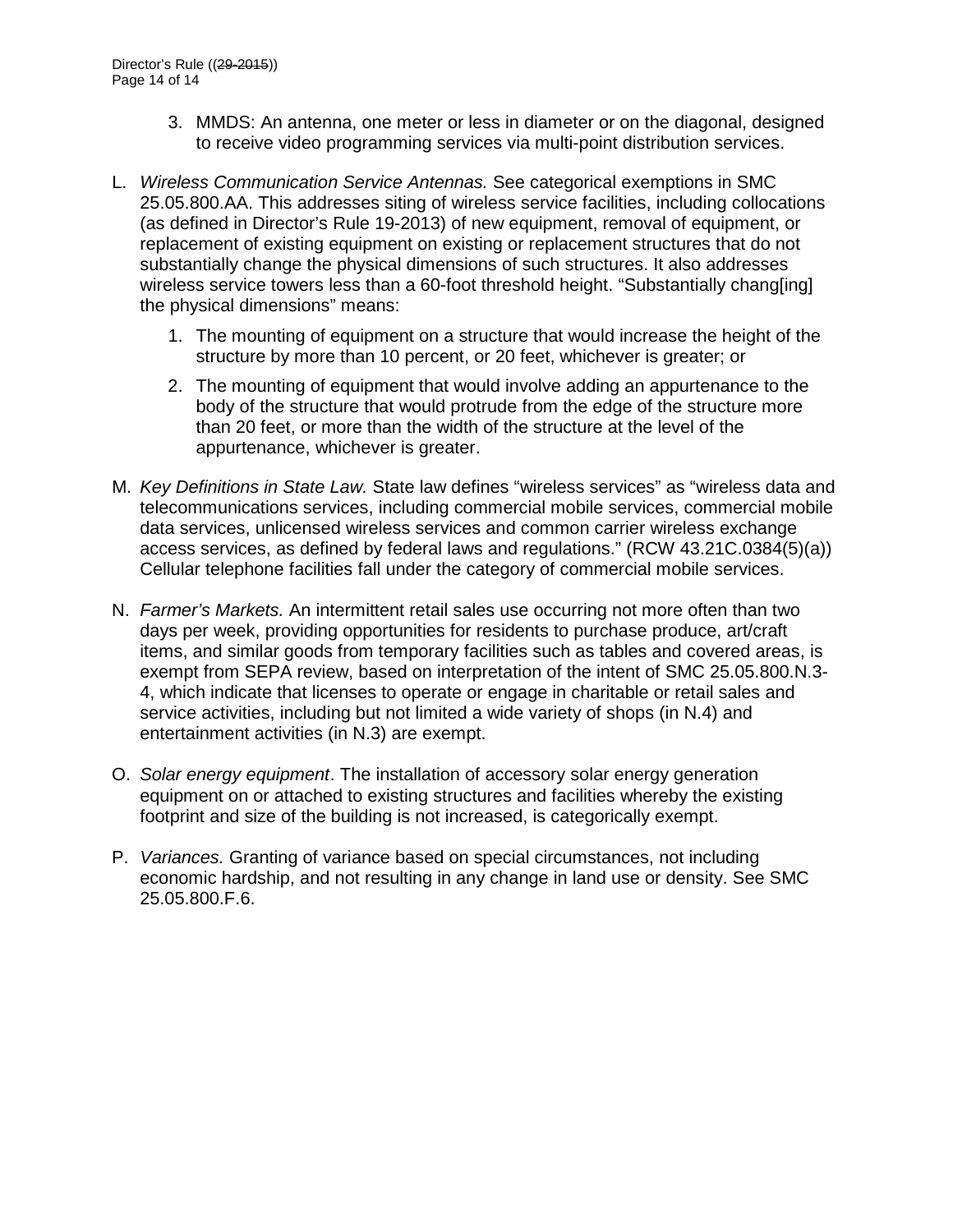3. MMDS: An antenna, one meter or less in diameter or on the diagonal, designed to receive video programming services via multi-point distribution services.

L. *Wireless Communication Service Antennas.* See categorical exemptions in SMC 25.05.800.AA. This addresses siting of wireless service facilities, including collocations (as defined in Director's Rule 19-2013) of new equipment, removal of equipment, or replacement of existing equipment on existing or replacement structures that do not substantially change the physical dimensions of such structures. It also addresses wireless service towers less than a 60-foot threshold height. "Substantially chang[ing] the physical dimensions" means:

   1. The mounting of equipment on a structure that would increase the height of the structure by more than 10 percent, or 20 feet, whichever is greater; or

   2. The mounting of equipment that would involve adding an appurtenance to the body of the structure that would protrude from the edge of the structure more than 20 feet, or more than the width of the structure at the level of the appurtenance, whichever is greater.

M. *Key Definitions in State Law.* State law defines "wireless services" as "wireless data and telecommunications services, including commercial mobile services, commercial mobile data services, unlicensed wireless services and common carrier wireless exchange access services, as defined by federal laws and regulations." (RCW 43.21C.0384(5)(a)) Cellular telephone facilities fall under the category of commercial mobile services.

N. *Farmer's Markets.* An intermittent retail sales use occurring not more often than two days per week, providing opportunities for residents to purchase produce, art/craft items, and similar goods from temporary facilities such as tables and covered areas, is exempt from SEPA review, based on interpretation of the intent of SMC 25.05.800.N.3-4, which indicate that licenses to operate or engage in charitable or retail sales and service activities, including but not limited a wide variety of shops (in N.4) and entertainment activities (in N.3) are exempt.

O. *Solar energy equipment*. The installation of accessory solar energy generation equipment on or attached to existing structures and facilities whereby the existing footprint and size of the building is not increased, is categorically exempt.

P. *Variances.* Granting of variance based on special circumstances, not including economic hardship, and not resulting in any change in land use or density. See SMC 25.05.800.F.6.